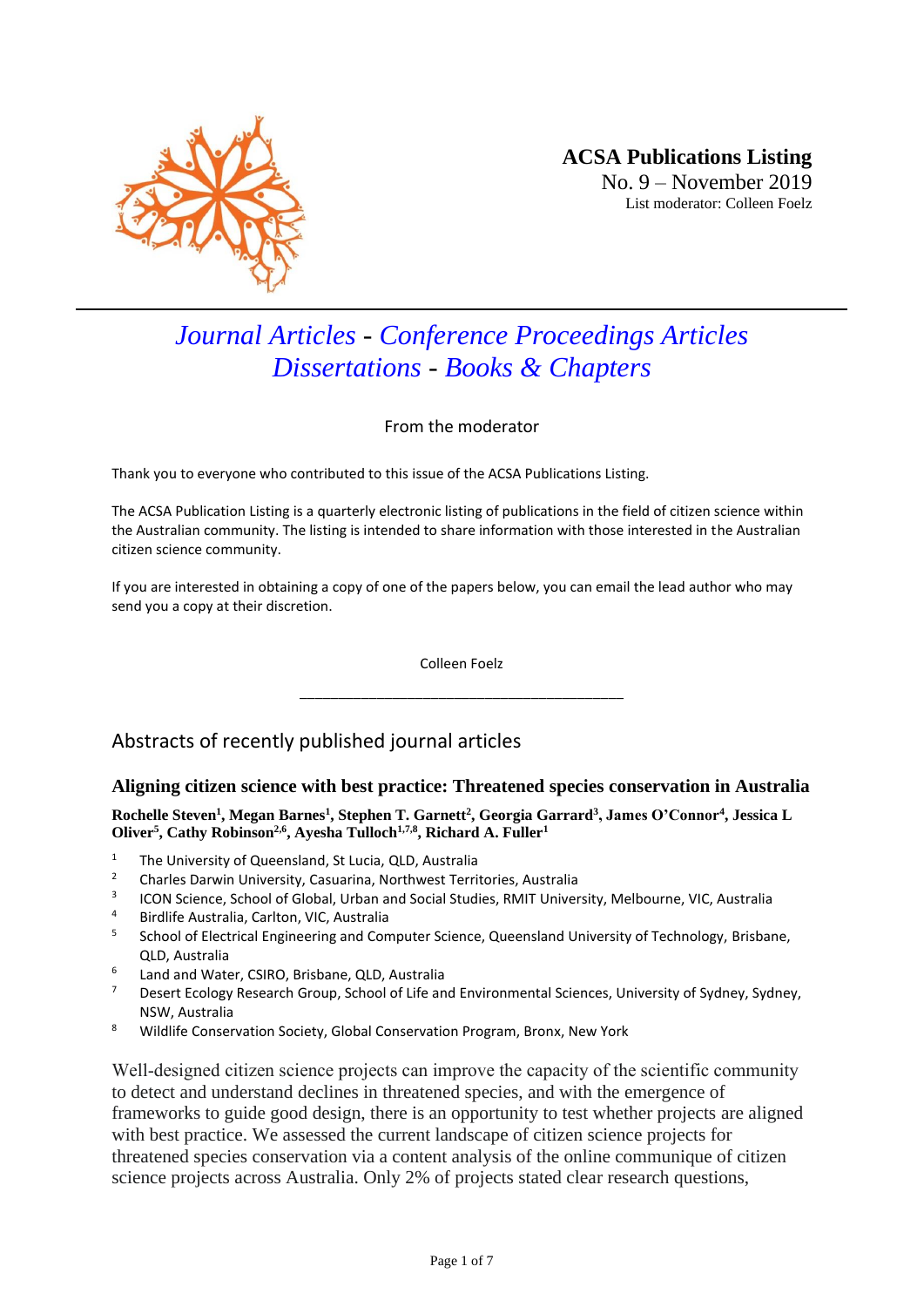**ACSA Publications Listing**
No. 9 – November 2019
List moderator: Colleen Foelz

---

# *Journal Articles - Conference Proceedings Articles Dissertations - Books & Chapters*

From the moderator

Thank you to everyone who contributed to this issue of the ACSA Publications Listing.

The ACSA Publication Listing is a quarterly electronic listing of publications in the field of citizen science within the Australian community. The listing is intended to share information with those interested in the Australian citizen science community.

If you are interested in obtaining a copy of one of the papers below, you can email the lead author who may send you a copy at their discretion.

Colleen Foelz

---

## Abstracts of recently published journal articles

### Aligning citizen science with best practice: Threatened species conservation in Australia

**Rochelle Steven[1], Megan Barnes[1], Stephen T. Garnett[2], Georgia Garrard[3], James O'Connor[4], Jessica L Oliver[5], Cathy Robinson[2,6], Ayesha Tulloch[1,7,8], Richard A. Fuller[1]**

1. The University of Queensland, St Lucia, QLD, Australia
2. Charles Darwin University, Casuarina, Northwest Territories, Australia
3. ICON Science, School of Global, Urban and Social Studies, RMIT University, Melbourne, VIC, Australia
4. Birdlife Australia, Carlton, VIC, Australia
5. School of Electrical Engineering and Computer Science, Queensland University of Technology, Brisbane, QLD, Australia
6. Land and Water, CSIRO, Brisbane, QLD, Australia
7. Desert Ecology Research Group, School of Life and Environmental Sciences, University of Sydney, Sydney, NSW, Australia
8. Wildlife Conservation Society, Global Conservation Program, Bronx, New York

Well-designed citizen science projects can improve the capacity of the scientific community to detect and understand declines in threatened species, and with the emergence of frameworks to guide good design, there is an opportunity to test whether projects are aligned with best practice. We assessed the current landscape of citizen science projects for threatened species conservation via a content analysis of the online communique of citizen science projects across Australia. Only 2% of projects stated clear research questions,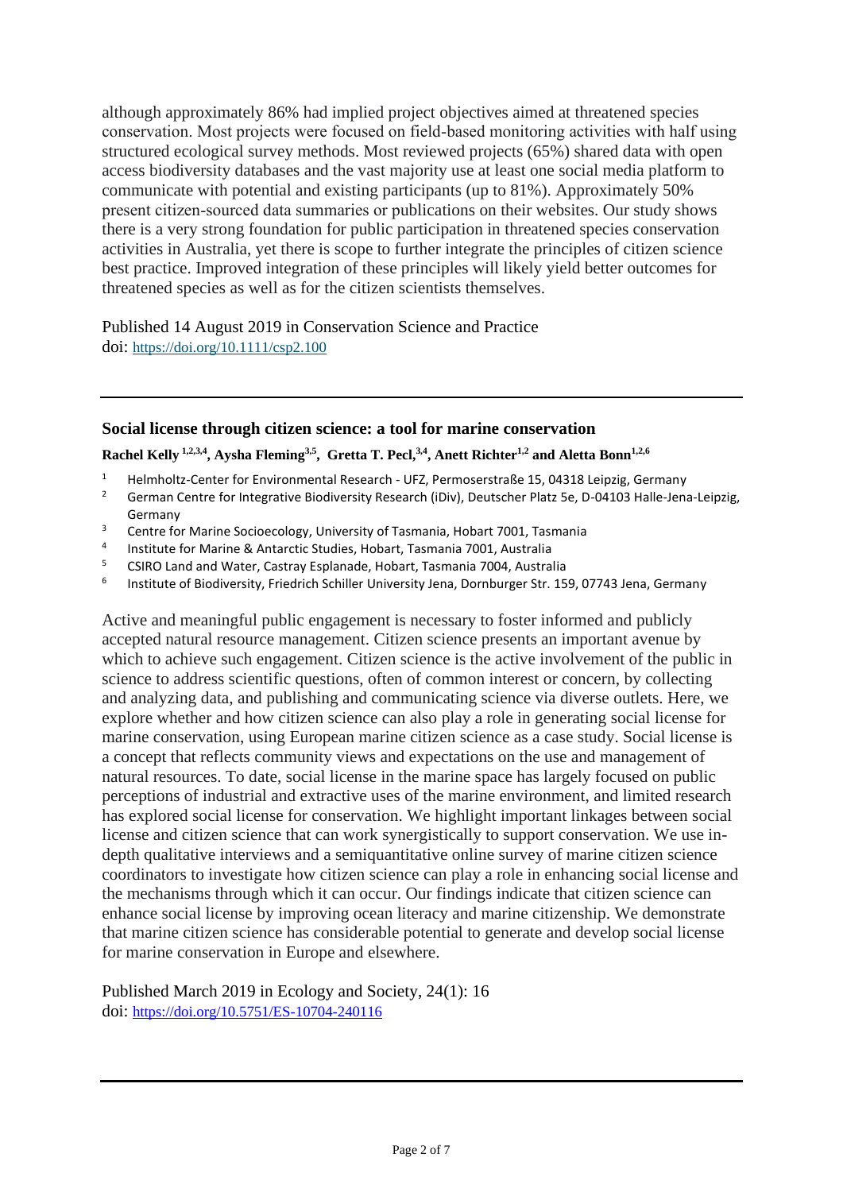although approximately 86% had implied project objectives aimed at threatened species conservation. Most projects were focused on field-based monitoring activities with half using structured ecological survey methods. Most reviewed projects (65%) shared data with open access biodiversity databases and the vast majority use at least one social media platform to communicate with potential and existing participants (up to 81%). Approximately 50% present citizen-sourced data summaries or publications on their websites. Our study shows there is a very strong foundation for public participation in threatened species conservation activities in Australia, yet there is scope to further integrate the principles of citizen science best practice. Improved integration of these principles will likely yield better outcomes for threatened species as well as for the citizen scientists themselves.

Published 14 August 2019 in Conservation Science and Practice
doi: https://doi.org/10.1111/csp2.100

---

### Social license through citizen science: a tool for marine conservation

**Rachel Kelly [1,2,3,4], Aysha Fleming[3,5], Gretta T. Pecl,[3,4], Anett Richter[1,2] and Aletta Bonn[1,2,6]**

1. Helmholtz-Center for Environmental Research - UFZ, Permoserstraße 15, 04318 Leipzig, Germany
2. German Centre for Integrative Biodiversity Research (iDiv), Deutscher Platz 5e, D-04103 Halle-Jena-Leipzig, Germany
3. Centre for Marine Socioecology, University of Tasmania, Hobart 7001, Tasmania
4. Institute for Marine & Antarctic Studies, Hobart, Tasmania 7001, Australia
5. CSIRO Land and Water, Castray Esplanade, Hobart, Tasmania 7004, Australia
6. Institute of Biodiversity, Friedrich Schiller University Jena, Dornburger Str. 159, 07743 Jena, Germany

Active and meaningful public engagement is necessary to foster informed and publicly accepted natural resource management. Citizen science presents an important avenue by which to achieve such engagement. Citizen science is the active involvement of the public in science to address scientific questions, often of common interest or concern, by collecting and analyzing data, and publishing and communicating science via diverse outlets. Here, we explore whether and how citizen science can also play a role in generating social license for marine conservation, using European marine citizen science as a case study. Social license is a concept that reflects community views and expectations on the use and management of natural resources. To date, social license in the marine space has largely focused on public perceptions of industrial and extractive uses of the marine environment, and limited research has explored social license for conservation. We highlight important linkages between social license and citizen science that can work synergistically to support conservation. We use in-depth qualitative interviews and a semiquantitative online survey of marine citizen science coordinators to investigate how citizen science can play a role in enhancing social license and the mechanisms through which it can occur. Our findings indicate that citizen science can enhance social license by improving ocean literacy and marine citizenship. We demonstrate that marine citizen science has considerable potential to generate and develop social license for marine conservation in Europe and elsewhere.

Published March 2019 in Ecology and Society, 24(1): 16
doi: https://doi.org/10.5751/ES-10704-240116

---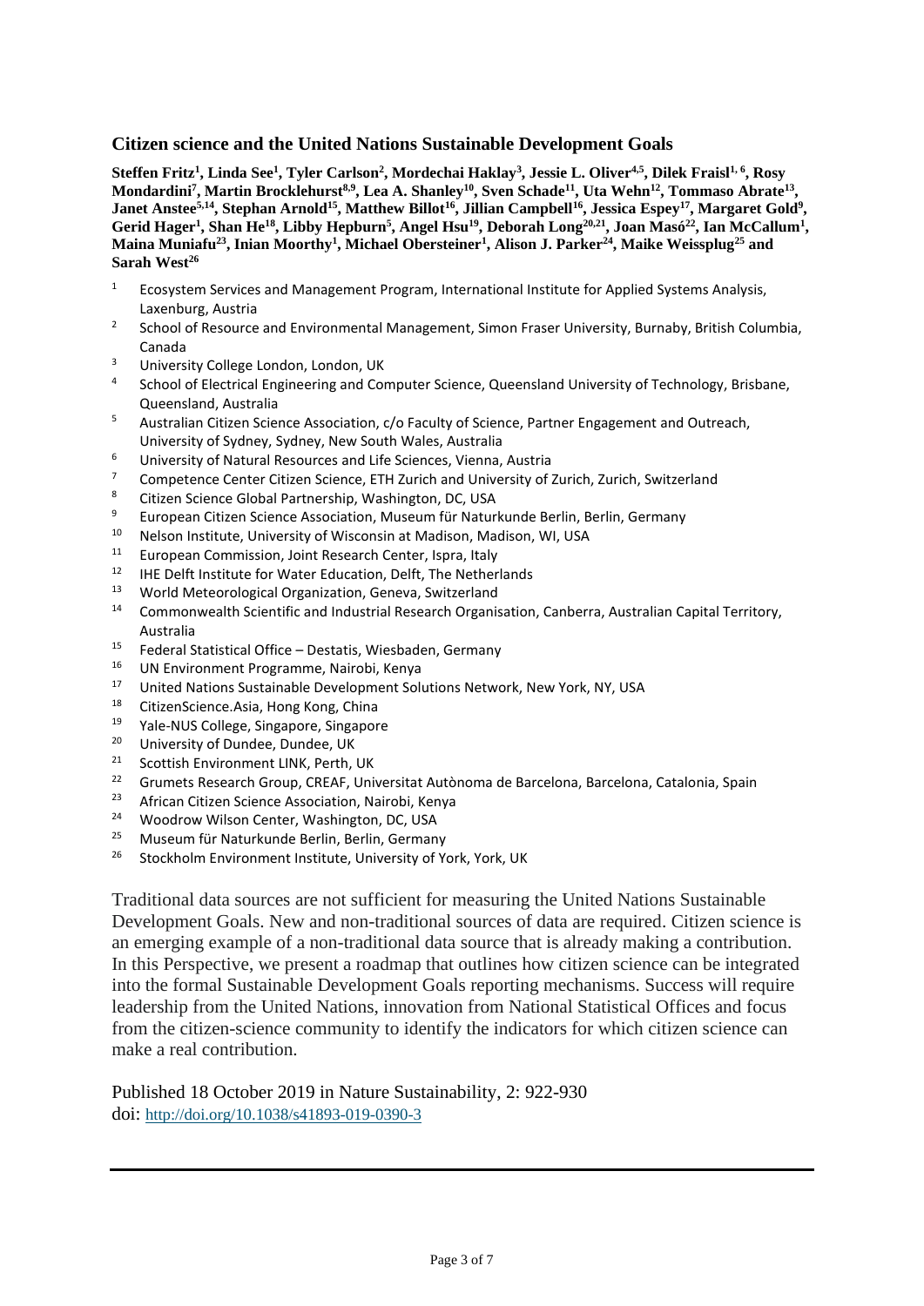# Citizen science and the United Nations Sustainable Development Goals

**Steffen Fritz[1], Linda See[1], Tyler Carlson[2], Mordechai Haklay[3], Jessie L. Oliver[4,5], Dilek Fraisl[1,6], Rosy Mondardini[7], Martin Brocklehurst[8,9], Lea A. Shanley[10], Sven Schade[11], Uta Wehn[12], Tommaso Abrate[13], Janet Anstee[5,14], Stephan Arnold[15], Matthew Billot[16], Jillian Campbell[16], Jessica Espey[17], Margaret Gold[9], Gerid Hager[1], Shan He[18], Libby Hepburn[5], Angel Hsu[19], Deborah Long[20,21], Joan Masó[22], Ian McCallum[1], Maina Muniafu[23], Inian Moorthy[1], Michael Obersteiner[1], Alison J. Parker[24], Maike Weissplug[25] and Sarah West[26]**

1. Ecosystem Services and Management Program, International Institute for Applied Systems Analysis, Laxenburg, Austria
2. School of Resource and Environmental Management, Simon Fraser University, Burnaby, British Columbia, Canada
3. University College London, London, UK
4. School of Electrical Engineering and Computer Science, Queensland University of Technology, Brisbane, Queensland, Australia
5. Australian Citizen Science Association, c/o Faculty of Science, Partner Engagement and Outreach, University of Sydney, Sydney, New South Wales, Australia
6. University of Natural Resources and Life Sciences, Vienna, Austria
7. Competence Center Citizen Science, ETH Zurich and University of Zurich, Zurich, Switzerland
8. Citizen Science Global Partnership, Washington, DC, USA
9. European Citizen Science Association, Museum für Naturkunde Berlin, Berlin, Germany
10. Nelson Institute, University of Wisconsin at Madison, Madison, WI, USA
11. European Commission, Joint Research Center, Ispra, Italy
12. IHE Delft Institute for Water Education, Delft, The Netherlands
13. World Meteorological Organization, Geneva, Switzerland
14. Commonwealth Scientific and Industrial Research Organisation, Canberra, Australian Capital Territory, Australia
15. Federal Statistical Office – Destatis, Wiesbaden, Germany
16. UN Environment Programme, Nairobi, Kenya
17. United Nations Sustainable Development Solutions Network, New York, NY, USA
18. CitizenScience.Asia, Hong Kong, China
19. Yale-NUS College, Singapore, Singapore
20. University of Dundee, Dundee, UK
21. Scottish Environment LINK, Perth, UK
22. Grumets Research Group, CREAF, Universitat Autònoma de Barcelona, Barcelona, Catalonia, Spain
23. African Citizen Science Association, Nairobi, Kenya
24. Woodrow Wilson Center, Washington, DC, USA
25. Museum für Naturkunde Berlin, Berlin, Germany
26. Stockholm Environment Institute, University of York, York, UK

Traditional data sources are not sufficient for measuring the United Nations Sustainable Development Goals. New and non-traditional sources of data are required. Citizen science is an emerging example of a non-traditional data source that is already making a contribution. In this Perspective, we present a roadmap that outlines how citizen science can be integrated into the formal Sustainable Development Goals reporting mechanisms. Success will require leadership from the United Nations, innovation from National Statistical Offices and focus from the citizen-science community to identify the indicators for which citizen science can make a real contribution.

Published 18 October 2019 in Nature Sustainability, 2: 922-930
doi: http://doi.org/10.1038/s41893-019-0390-3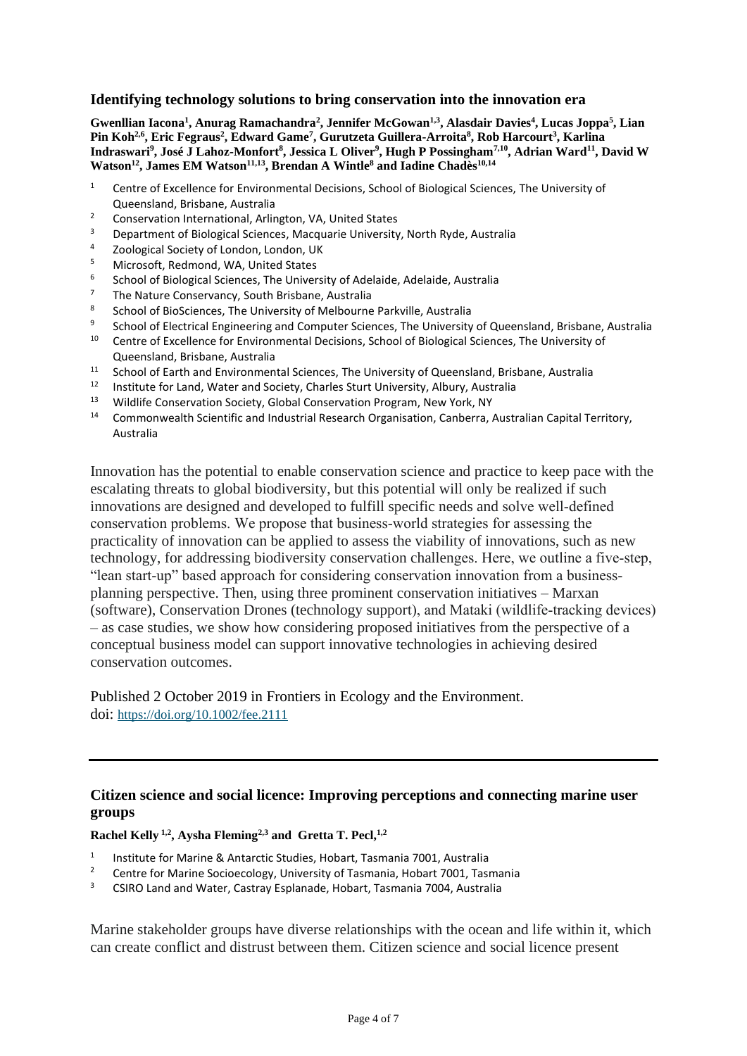### Identifying technology solutions to bring conservation into the innovation era

**Gwenllian Iacona[1], Anurag Ramachandra[2], Jennifer McGowan[1,3], Alasdair Davies[4], Lucas Joppa[5], Lian Pin Koh[2,6], Eric Fegraus[2], Edward Game[7], Gurutzeta Guillera-Arroita[8], Rob Harcourt[3], Karlina Indraswari[9], José J Lahoz-Monfort[8], Jessica L Oliver[9], Hugh P Possingham[7,10], Adrian Ward[11], David W Watson[12], James EM Watson[11,13], Brendan A Wintle[8] and Iadine Chadès[10,14]**

1. Centre of Excellence for Environmental Decisions, School of Biological Sciences, The University of Queensland, Brisbane, Australia
2. Conservation International, Arlington, VA, United States
3. Department of Biological Sciences, Macquarie University, North Ryde, Australia
4. Zoological Society of London, London, UK
5. Microsoft, Redmond, WA, United States
6. School of Biological Sciences, The University of Adelaide, Adelaide, Australia
7. The Nature Conservancy, South Brisbane, Australia
8. School of BioSciences, The University of Melbourne Parkville, Australia
9. School of Electrical Engineering and Computer Sciences, The University of Queensland, Brisbane, Australia
10. Centre of Excellence for Environmental Decisions, School of Biological Sciences, The University of Queensland, Brisbane, Australia
11. School of Earth and Environmental Sciences, The University of Queensland, Brisbane, Australia
12. Institute for Land, Water and Society, Charles Sturt University, Albury, Australia
13. Wildlife Conservation Society, Global Conservation Program, New York, NY
14. Commonwealth Scientific and Industrial Research Organisation, Canberra, Australian Capital Territory, Australia

Innovation has the potential to enable conservation science and practice to keep pace with the escalating threats to global biodiversity, but this potential will only be realized if such innovations are designed and developed to fulfill specific needs and solve well-defined conservation problems. We propose that business-world strategies for assessing the practicality of innovation can be applied to assess the viability of innovations, such as new technology, for addressing biodiversity conservation challenges. Here, we outline a five-step, "lean start-up" based approach for considering conservation innovation from a business-planning perspective. Then, using three prominent conservation initiatives – Marxan (software), Conservation Drones (technology support), and Mataki (wildlife-tracking devices) – as case studies, we show how considering proposed initiatives from the perspective of a conceptual business model can support innovative technologies in achieving desired conservation outcomes.

Published 2 October 2019 in Frontiers in Ecology and the Environment.
doi: https://doi.org/10.1002/fee.2111

---

### Citizen science and social licence: Improving perceptions and connecting marine user groups

**Rachel Kelly [1,2], Aysha Fleming[2,3] and Gretta T. Pecl,[1,2]**

1. Institute for Marine & Antarctic Studies, Hobart, Tasmania 7001, Australia
2. Centre for Marine Socioecology, University of Tasmania, Hobart 7001, Tasmania
3. CSIRO Land and Water, Castray Esplanade, Hobart, Tasmania 7004, Australia

Marine stakeholder groups have diverse relationships with the ocean and life within it, which can create conflict and distrust between them. Citizen science and social licence present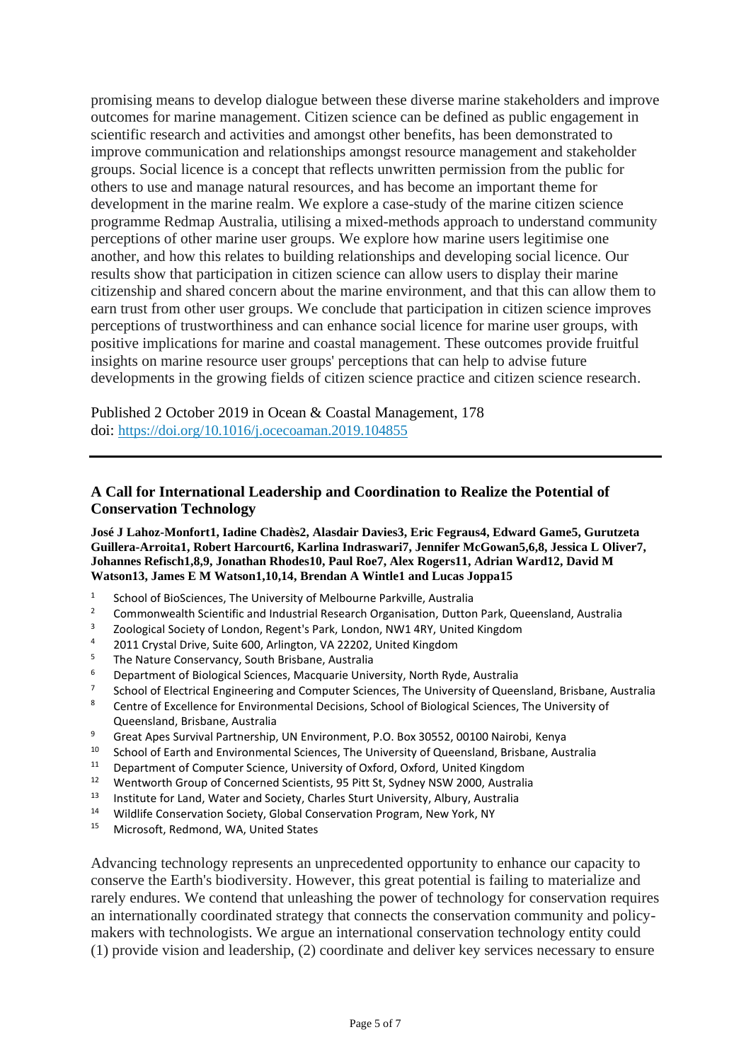promising means to develop dialogue between these diverse marine stakeholders and improve outcomes for marine management. Citizen science can be defined as public engagement in scientific research and activities and amongst other benefits, has been demonstrated to improve communication and relationships amongst resource management and stakeholder groups. Social licence is a concept that reflects unwritten permission from the public for others to use and manage natural resources, and has become an important theme for development in the marine realm. We explore a case-study of the marine citizen science programme Redmap Australia, utilising a mixed-methods approach to understand community perceptions of other marine user groups. We explore how marine users legitimise one another, and how this relates to building relationships and developing social licence. Our results show that participation in citizen science can allow users to display their marine citizenship and shared concern about the marine environment, and that this can allow them to earn trust from other user groups. We conclude that participation in citizen science improves perceptions of trustworthiness and can enhance social licence for marine user groups, with positive implications for marine and coastal management. These outcomes provide fruitful insights on marine resource user groups' perceptions that can help to advise future developments in the growing fields of citizen science practice and citizen science research.

Published 2 October 2019 in Ocean & Coastal Management, 178
doi: https://doi.org/10.1016/j.ocecoaman.2019.104855

---

### A Call for International Leadership and Coordination to Realize the Potential of Conservation Technology

**José J Lahoz-Monfort[1], Iadine Chadès[2], Alasdair Davies[3], Eric Fegraus[4], Edward Game[5], Gurutzeta Guillera-Arroita[1], Robert Harcourt[6], Karlina Indraswari[7], Jennifer McGowan[5,6,8], Jessica L Oliver[7], Johannes Refisch[1,8,9], Jonathan Rhodes[10], Paul Roe[7], Alex Rogers[11], Adrian Ward[12], David M Watson[13], James E M Watson[1,10,14], Brendan A Wintle[1] and Lucas Joppa[15]**

1. School of BioSciences, The University of Melbourne Parkville, Australia
2. Commonwealth Scientific and Industrial Research Organisation, Dutton Park, Queensland, Australia
3. Zoological Society of London, Regent's Park, London, NW1 4RY, United Kingdom
4. 2011 Crystal Drive, Suite 600, Arlington, VA 22202, United Kingdom
5. The Nature Conservancy, South Brisbane, Australia
6. Department of Biological Sciences, Macquarie University, North Ryde, Australia
7. School of Electrical Engineering and Computer Sciences, The University of Queensland, Brisbane, Australia
8. Centre of Excellence for Environmental Decisions, School of Biological Sciences, The University of Queensland, Brisbane, Australia
9. Great Apes Survival Partnership, UN Environment, P.O. Box 30552, 00100 Nairobi, Kenya
10. School of Earth and Environmental Sciences, The University of Queensland, Brisbane, Australia
11. Department of Computer Science, University of Oxford, Oxford, United Kingdom
12. Wentworth Group of Concerned Scientists, 95 Pitt St, Sydney NSW 2000, Australia
13. Institute for Land, Water and Society, Charles Sturt University, Albury, Australia
14. Wildlife Conservation Society, Global Conservation Program, New York, NY
15. Microsoft, Redmond, WA, United States

Advancing technology represents an unprecedented opportunity to enhance our capacity to conserve the Earth's biodiversity. However, this great potential is failing to materialize and rarely endures. We contend that unleashing the power of technology for conservation requires an internationally coordinated strategy that connects the conservation community and policy-makers with technologists. We argue an international conservation technology entity could (1) provide vision and leadership, (2) coordinate and deliver key services necessary to ensure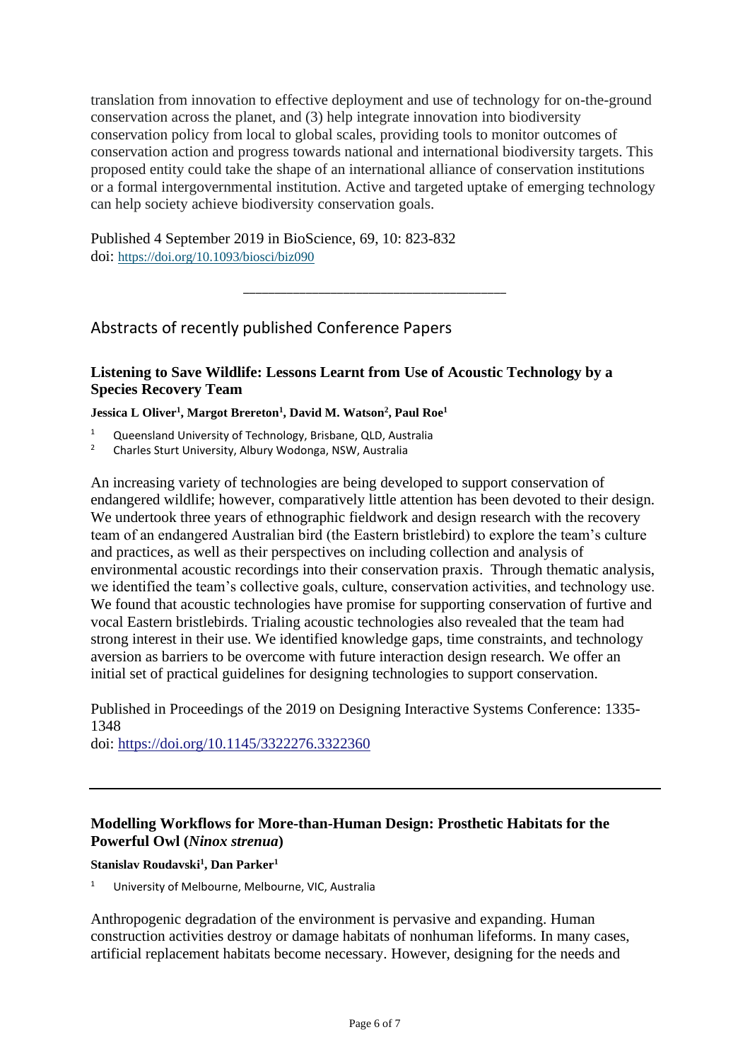translation from innovation to effective deployment and use of technology for on-the-ground conservation across the planet, and (3) help integrate innovation into biodiversity conservation policy from local to global scales, providing tools to monitor outcomes of conservation action and progress towards national and international biodiversity targets. This proposed entity could take the shape of an international alliance of conservation institutions or a formal intergovernmental institution. Active and targeted uptake of emerging technology can help society achieve biodiversity conservation goals.

Published 4 September 2019 in BioScience, 69, 10: 823-832
doi: https://doi.org/10.1093/biosci/biz090

---

## Abstracts of recently published Conference Papers

### Listening to Save Wildlife: Lessons Learnt from Use of Acoustic Technology by a Species Recovery Team

**Jessica L Oliver[1], Margot Brereton[1], David M. Watson[2], Paul Roe[1]**

[1] Queensland University of Technology, Brisbane, QLD, Australia
[2] Charles Sturt University, Albury Wodonga, NSW, Australia

An increasing variety of technologies are being developed to support conservation of endangered wildlife; however, comparatively little attention has been devoted to their design. We undertook three years of ethnographic fieldwork and design research with the recovery team of an endangered Australian bird (the Eastern bristlebird) to explore the team's culture and practices, as well as their perspectives on including collection and analysis of environmental acoustic recordings into their conservation praxis. Through thematic analysis, we identified the team's collective goals, culture, conservation activities, and technology use. We found that acoustic technologies have promise for supporting conservation of furtive and vocal Eastern bristlebirds. Trialing acoustic technologies also revealed that the team had strong interest in their use. We identified knowledge gaps, time constraints, and technology aversion as barriers to be overcome with future interaction design research. We offer an initial set of practical guidelines for designing technologies to support conservation.

Published in Proceedings of the 2019 on Designing Interactive Systems Conference: 1335-1348
doi: https://doi.org/10.1145/3322276.3322360

---

### Modelling Workflows for More-than-Human Design: Prosthetic Habitats for the Powerful Owl (*Ninox strenua*)

**Stanislav Roudavski[1], Dan Parker[1]**

[1] University of Melbourne, Melbourne, VIC, Australia

Anthropogenic degradation of the environment is pervasive and expanding. Human construction activities destroy or damage habitats of nonhuman lifeforms. In many cases, artificial replacement habitats become necessary. However, designing for the needs and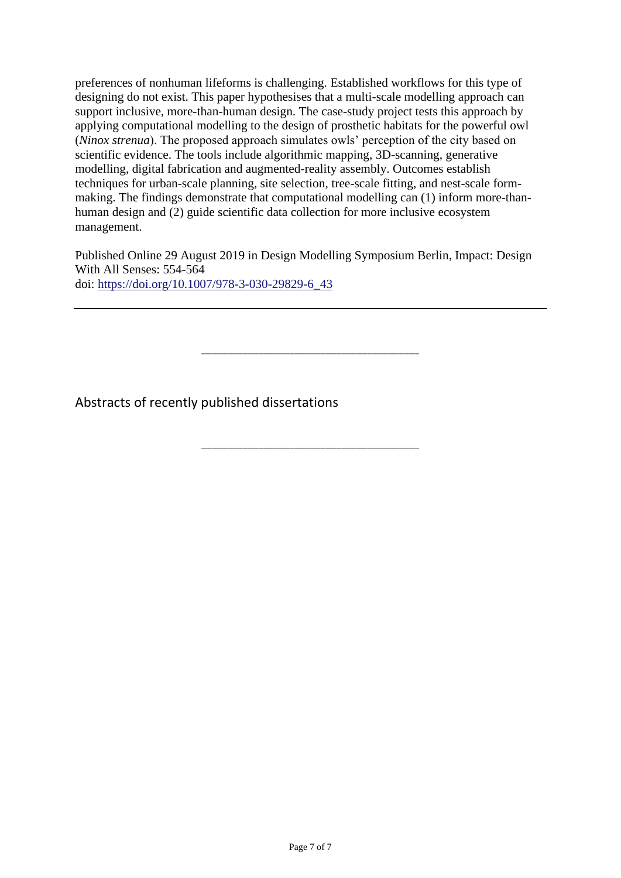preferences of nonhuman lifeforms is challenging. Established workflows for this type of designing do not exist. This paper hypothesises that a multi-scale modelling approach can support inclusive, more-than-human design. The case-study project tests this approach by applying computational modelling to the design of prosthetic habitats for the powerful owl (*Ninox strenua*). The proposed approach simulates owls' perception of the city based on scientific evidence. The tools include algorithmic mapping, 3D-scanning, generative modelling, digital fabrication and augmented-reality assembly. Outcomes establish techniques for urban-scale planning, site selection, tree-scale fitting, and nest-scale form-making. The findings demonstrate that computational modelling can (1) inform more-than-human design and (2) guide scientific data collection for more inclusive ecosystem management.

Published Online 29 August 2019 in Design Modelling Symposium Berlin, Impact: Design With All Senses: 554-564
doi: https://doi.org/10.1007/978-3-030-29829-6_43

---

## Abstracts of recently published dissertations